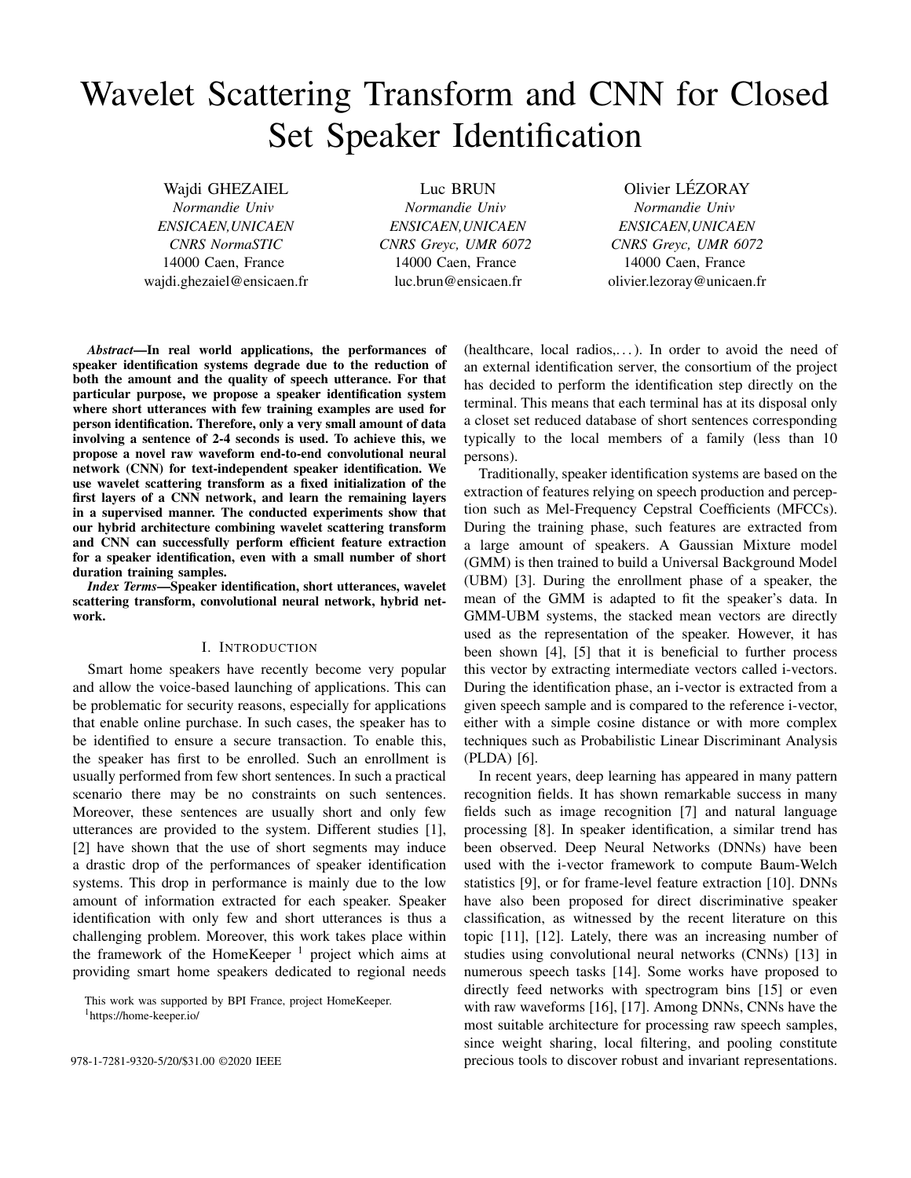# Wavelet Scattering Transform and CNN for Closed Set Speaker Identification

Wajdi GHEZAIEL
*Normandie Univ*
*ENSICAEN,UNICAEN*
*CNRS NormaSTIC*
14000 Caen, France
wajdi.ghezaiel@ensicaen.fr

Luc BRUN
*Normandie Univ*
*ENSICAEN,UNICAEN*
*CNRS Greyc, UMR 6072*
14000 Caen, France
luc.brun@ensicaen.fr

Olivier LÉZORAY
*Normandie Univ*
*ENSICAEN,UNICAEN*
*CNRS Greyc, UMR 6072*
14000 Caen, France
olivier.lezoray@unicaen.fr

***Abstract*—In real world applications, the performances of speaker identification systems degrade due to the reduction of both the amount and the quality of speech utterance. For that particular purpose, we propose a speaker identification system where short utterances with few training examples are used for person identification. Therefore, only a very small amount of data involving a sentence of 2-4 seconds is used. To achieve this, we propose a novel raw waveform end-to-end convolutional neural network (CNN) for text-independent speaker identification. We use wavelet scattering transform as a fixed initialization of the first layers of a CNN network, and learn the remaining layers in a supervised manner. The conducted experiments show that our hybrid architecture combining wavelet scattering transform and CNN can successfully perform efficient feature extraction for a speaker identification, even with a small number of short duration training samples.**

***Index Terms*—Speaker identification, short utterances, wavelet scattering transform, convolutional neural network, hybrid network.**

## I. Introduction

Smart home speakers have recently become very popular and allow the voice-based launching of applications. This can be problematic for security reasons, especially for applications that enable online purchase. In such cases, the speaker has to be identified to ensure a secure transaction. To enable this, the speaker has first to be enrolled. Such an enrollment is usually performed from few short sentences. In such a practical scenario there may be no constraints on such sentences. Moreover, these sentences are usually short and only few utterances are provided to the system. Different studies [1], [2] have shown that the use of short segments may induce a drastic drop of the performances of speaker identification systems. This drop in performance is mainly due to the low amount of information extracted for each speaker. Speaker identification with only few and short utterances is thus a challenging problem. Moreover, this work takes place within the framework of the HomeKeeper [1] project which aims at providing smart home speakers dedicated to regional needs (healthcare, local radios,. . . ). In order to avoid the need of an external identification server, the consortium of the project has decided to perform the identification step directly on the terminal. This means that each terminal has at its disposal only a closet set reduced database of short sentences corresponding typically to the local members of a family (less than 10 persons).

Traditionally, speaker identification systems are based on the extraction of features relying on speech production and perception such as Mel-Frequency Cepstral Coefficients (MFCCs). During the training phase, such features are extracted from a large amount of speakers. A Gaussian Mixture model (GMM) is then trained to build a Universal Background Model (UBM) [3]. During the enrollment phase of a speaker, the mean of the GMM is adapted to fit the speaker's data. In GMM-UBM systems, the stacked mean vectors are directly used as the representation of the speaker. However, it has been shown [4], [5] that it is beneficial to further process this vector by extracting intermediate vectors called i-vectors. During the identification phase, an i-vector is extracted from a given speech sample and is compared to the reference i-vector, either with a simple cosine distance or with more complex techniques such as Probabilistic Linear Discriminant Analysis (PLDA) [6].

In recent years, deep learning has appeared in many pattern recognition fields. It has shown remarkable success in many fields such as image recognition [7] and natural language processing [8]. In speaker identification, a similar trend has been observed. Deep Neural Networks (DNNs) have been used with the i-vector framework to compute Baum-Welch statistics [9], or for frame-level feature extraction [10]. DNNs have also been proposed for direct discriminative speaker classification, as witnessed by the recent literature on this topic [11], [12]. Lately, there was an increasing number of studies using convolutional neural networks (CNNs) [13] in numerous speech tasks [14]. Some works have proposed to directly feed networks with spectrogram bins [15] or even with raw waveforms [16], [17]. Among DNNs, CNNs have the most suitable architecture for processing raw speech samples, since weight sharing, local filtering, and pooling constitute precious tools to discover robust and invariant representations.

This work was supported by BPI France, project HomeKeeper.

[1] https://home-keeper.io/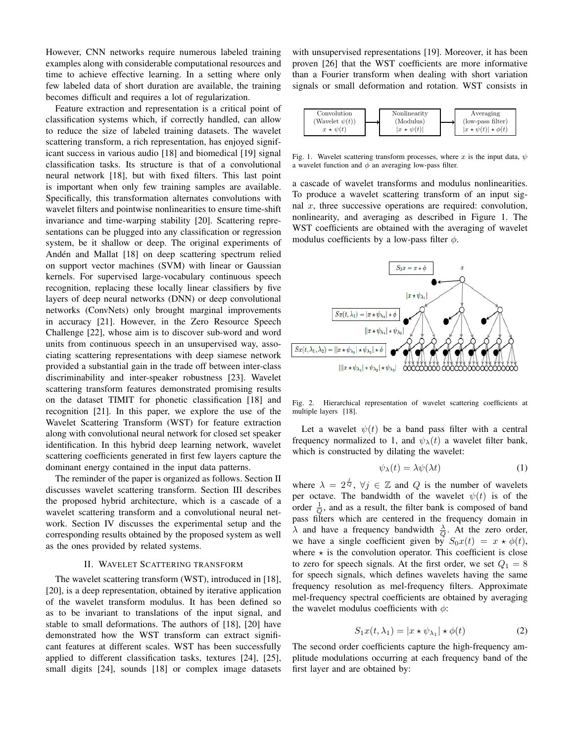However, CNN networks require numerous labeled training examples along with considerable computational resources and time to achieve effective learning. In a setting where only few labeled data of short duration are available, the training becomes difficult and requires a lot of regularization.

Feature extraction and representation is a critical point of classification systems which, if correctly handled, can allow to reduce the size of labeled training datasets. The wavelet scattering transform, a rich representation, has enjoyed significant success in various audio [18] and biomedical [19] signal classification tasks. Its structure is that of a convolutional neural network [18], but with fixed filters. This last point is important when only few training samples are available. Specifically, this transformation alternates convolutions with wavelet filters and pointwise nonlinearities to ensure time-shift invariance and time-warping stability [20]. Scattering representations can be plugged into any classification or regression system, be it shallow or deep. The original experiments of Andén and Mallat [18] on deep scattering spectrum relied on support vector machines (SVM) with linear or Gaussian kernels. For supervised large-vocabulary continuous speech recognition, replacing these locally linear classifiers by five layers of deep neural networks (DNN) or deep convolutional networks (ConvNets) only brought marginal improvements in accuracy [21]. However, in the Zero Resource Speech Challenge [22], whose aim is to discover sub-word and word units from continuous speech in an unsupervised way, associating scattering representations with deep siamese network provided a substantial gain in the trade off between inter-class discriminability and inter-speaker robustness [23]. Wavelet scattering transform features demonstrated promising results on the dataset TIMIT for phonetic classification [18] and recognition [21]. In this paper, we explore the use of the Wavelet Scattering Transform (WST) for feature extraction along with convolutional neural network for closed set speaker identification. In this hybrid deep learning network, wavelet scattering coefficients generated in first few layers capture the dominant energy contained in the input data patterns.

The reminder of the paper is organized as follows. Section II discusses wavelet scattering transform. Section III describes the proposed hybrid architecture, which is a cascade of a wavelet scattering transform and a convolutional neural network. Section IV discusses the experimental setup and the corresponding results obtained by the proposed system as well as the ones provided by related systems.

## II. Wavelet Scattering transform

The wavelet scattering transform (WST), introduced in [18], [20], is a deep representation, obtained by iterative application of the wavelet transform modulus. It has been defined so as to be invariant to translations of the input signal, and stable to small deformations. The authors of [18], [20] have demonstrated how the WST transform can extract significant features at different scales. WST has been successfully applied to different classification tasks, textures [24], [25], small digits [24], sounds [18] or complex image datasets with unsupervised representations [19]. Moreover, it has been proven [26] that the WST coefficients are more informative than a Fourier transform when dealing with short variation signals or small deformation and rotation. WST consists in

Convolution (Wavelet $\psi(t)$) $x \star \psi(t)$ → Nonlinearity (Modulus) $|x \star \psi(t)|$ → Averaging (low-pass filter) $|x \star \psi(t)| \star \phi(t)$

Fig. 1. Wavelet scattering transform processes, where $x$ is the input data, $\psi$ a wavelet function and $\phi$ an averaging low-pass filter.

a cascade of wavelet transforms and modulus nonlinearities. To produce a wavelet scattering transform of an input signal $x$, three successive operations are required: convolution, nonlinearity, and averaging as described in Figure 1. The WST coefficients are obtained with the averaging of wavelet modulus coefficients by a low-pass filter $\phi$.

Fig. 2. Hierarchical representation of wavelet scattering coefficients at multiple layers [18].

Let a wavelet $\psi(t)$ be a band pass filter with a central frequency normalized to 1, and $\psi_\lambda(t)$ a wavelet filter bank, which is constructed by dilating the wavelet:

$$\psi_\lambda(t) = \lambda\psi(\lambda t) \tag{1}$$

where $\lambda = 2^{\frac{j}{Q}}$, $\forall j \in \mathbb{Z}$ and $Q$ is the number of wavelets per octave. The bandwidth of the wavelet $\psi(t)$ is of the order $\frac{1}{Q}$, and as a result, the filter bank is composed of band pass filters which are centered in the frequency domain in $\lambda$ and have a frequency bandwidth $\frac{\lambda}{Q}$. At the zero order, we have a single coefficient given by $S_0x(t) = x \star \phi(t)$, where $\star$ is the convolution operator. This coefficient is close to zero for speech signals. At the first order, we set $Q_1 = 8$ for speech signals, which defines wavelets having the same frequency resolution as mel-frequency filters. Approximate mel-frequency spectral coefficients are obtained by averaging the wavelet modulus coefficients with $\phi$:

$$S_1x(t, \lambda_1) = |x \star \psi_{\lambda_1}| \star \phi(t) \tag{2}$$

The second order coefficients capture the high-frequency amplitude modulations occurring at each frequency band of the first layer and are obtained by: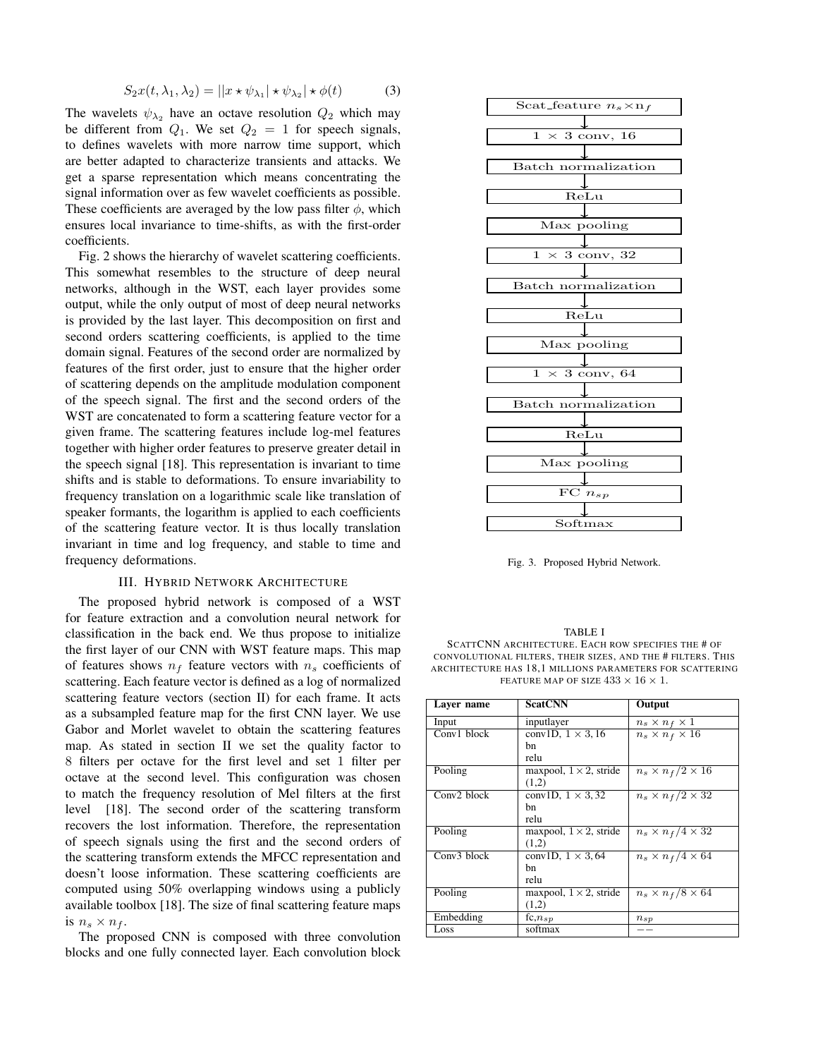$$S_2x(t, \lambda_1, \lambda_2) = ||x \star \psi_{\lambda_1}| \star \psi_{\lambda_2}| \star \phi(t) \tag{3}$$

The wavelets $\psi_{\lambda_2}$ have an octave resolution $Q_2$ which may be different from $Q_1$. We set $Q_2 = 1$ for speech signals, to defines wavelets with more narrow time support, which are better adapted to characterize transients and attacks. We get a sparse representation which means concentrating the signal information over as few wavelet coefficients as possible. These coefficients are averaged by the low pass filter $\phi$, which ensures local invariance to time-shifts, as with the first-order coefficients.

Fig. 2 shows the hierarchy of wavelet scattering coefficients. This somewhat resembles to the structure of deep neural networks, although in the WST, each layer provides some output, while the only output of most of deep neural networks is provided by the last layer. This decomposition on first and second orders scattering coefficients, is applied to the time domain signal. Features of the second order are normalized by features of the first order, just to ensure that the higher order of scattering depends on the amplitude modulation component of the speech signal. The first and the second orders of the WST are concatenated to form a scattering feature vector for a given frame. The scattering features include log-mel features together with higher order features to preserve greater detail in the speech signal [18]. This representation is invariant to time shifts and is stable to deformations. To ensure invariability to frequency translation on a logarithmic scale like translation of speaker formants, the logarithm is applied to each coefficients of the scattering feature vector. It is thus locally translation invariant in time and log frequency, and stable to time and frequency deformations.

## III. Hybrid Network Architecture

The proposed hybrid network is composed of a WST for feature extraction and a convolution neural network for classification in the back end. We thus propose to initialize the first layer of our CNN with WST feature maps. This map of features shows $n_f$ feature vectors with $n_s$ coefficients of scattering. Each feature vector is defined as a log of normalized scattering feature vectors (section II) for each frame. It acts as a subsampled feature map for the first CNN layer. We use Gabor and Morlet wavelet to obtain the scattering features map. As stated in section II we set the quality factor to 8 filters per octave for the first level and set 1 filter per octave at the second level. This configuration was chosen to match the frequency resolution of Mel filters at the first level [18]. The second order of the scattering transform recovers the lost information. Therefore, the representation of speech signals using the first and the second orders of the scattering transform extends the MFCC representation and doesn't loose information. These scattering coefficients are computed using 50% overlapping windows using a publicly available toolbox [18]. The size of final scattering feature maps is $n_s \times n_f$.

The proposed CNN is composed with three convolution blocks and one fully connected layer. Each convolution block

Scat_feature $n_s \times n_f$ → $1 \times 3$ conv, 16 → Batch normalization → ReLu → Max pooling → $1 \times 3$ conv, 32 → Batch normalization → ReLu → Max pooling → $1 \times 3$ conv, 64 → Batch normalization → ReLu → Max pooling → FC $n_{sp}$ → Softmax

Fig. 3. Proposed Hybrid Network.

TABLE I
SCATTCNN ARCHITECTURE. EACH ROW SPECIFIES THE # OF CONVOLUTIONAL FILTERS, THEIR SIZES, AND THE # FILTERS. THIS ARCHITECTURE HAS 18,1 MILLIONS PARAMETERS FOR SCATTERING FEATURE MAP OF SIZE $433 \times 16 \times 1$.

| Layer name | ScatCNN | Output |
|---|---|---|
| Input | inputlayer | $n_s \times n_f \times 1$ |
| Conv1 block | conv1D, $1 \times 3, 16$ bn relu | $n_s \times n_f \times 16$ |
| Pooling | maxpool, $1 \times 2$, stride (1,2) | $n_s \times n_f/2 \times 16$ |
| Conv2 block | conv1D, $1 \times 3, 32$ bn relu | $n_s \times n_f/2 \times 32$ |
| Pooling | maxpool, $1 \times 2$, stride (1,2) | $n_s \times n_f/4 \times 32$ |
| Conv3 block | conv1D, $1 \times 3, 64$ bn relu | $n_s \times n_f/4 \times 64$ |
| Pooling | maxpool, $1 \times 2$, stride (1,2) | $n_s \times n_f/8 \times 64$ |
| Embedding | fc,$n_{sp}$ | $n_{sp}$ |
| Loss | softmax | $--$ |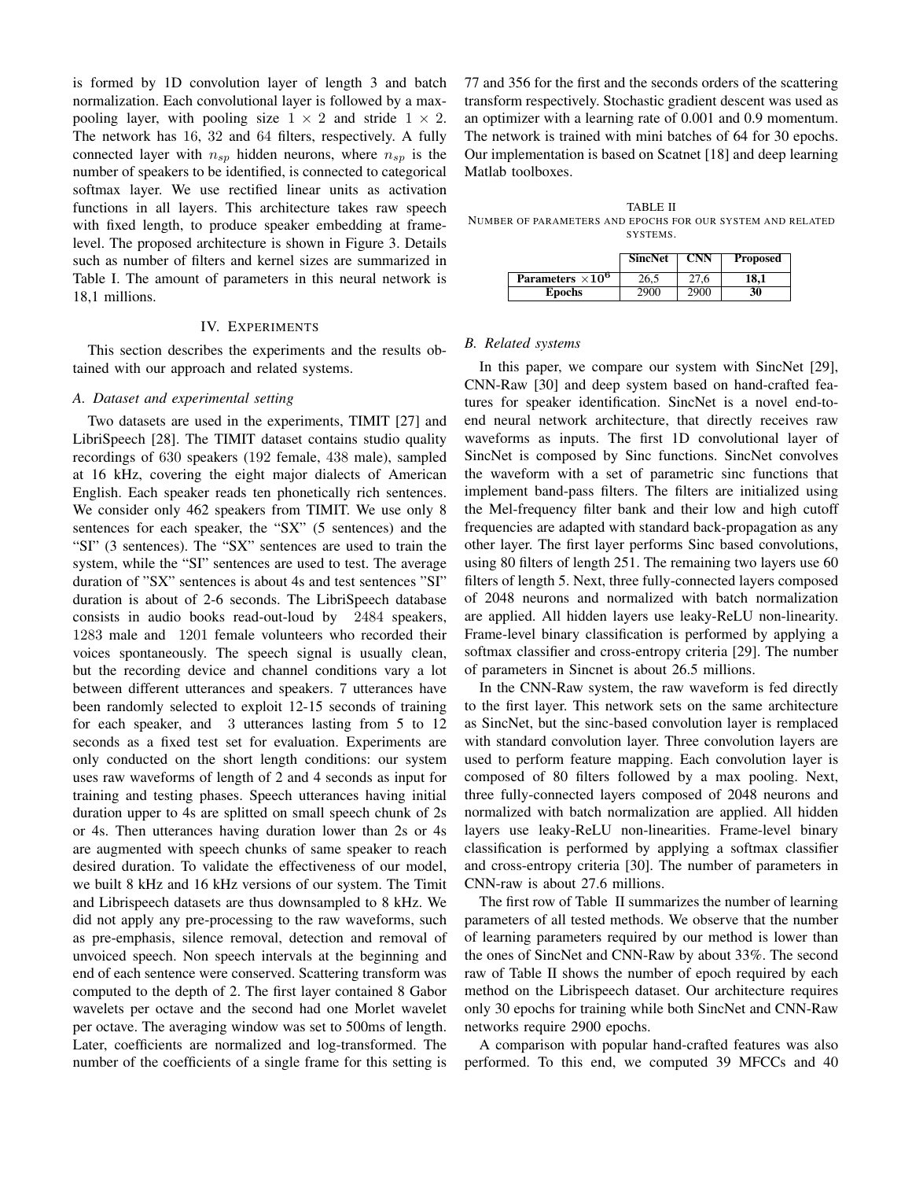is formed by 1D convolution layer of length 3 and batch normalization. Each convolutional layer is followed by a max-pooling layer, with pooling size $1 \times 2$ and stride $1 \times 2$. The network has 16, 32 and 64 filters, respectively. A fully connected layer with $n_{sp}$ hidden neurons, where $n_{sp}$ is the number of speakers to be identified, is connected to categorical softmax layer. We use rectified linear units as activation functions in all layers. This architecture takes raw speech with fixed length, to produce speaker embedding at frame-level. The proposed architecture is shown in Figure 3. Details such as number of filters and kernel sizes are summarized in Table I. The amount of parameters in this neural network is 18,1 millions.

## IV. Experiments

This section describes the experiments and the results obtained with our approach and related systems.

### A. Dataset and experimental setting

Two datasets are used in the experiments, TIMIT [27] and LibriSpeech [28]. The TIMIT dataset contains studio quality recordings of 630 speakers (192 female, 438 male), sampled at 16 kHz, covering the eight major dialects of American English. Each speaker reads ten phonetically rich sentences. We consider only 462 speakers from TIMIT. We use only 8 sentences for each speaker, the "SX" (5 sentences) and the "SI" (3 sentences). The "SX" sentences are used to train the system, while the "SI" sentences are used to test. The average duration of "SX" sentences is about 4s and test sentences "SI" duration is about of 2-6 seconds. The LibriSpeech database consists in audio books read-out-loud by 2484 speakers, 1283 male and 1201 female volunteers who recorded their voices spontaneously. The speech signal is usually clean, but the recording device and channel conditions vary a lot between different utterances and speakers. 7 utterances have been randomly selected to exploit 12-15 seconds of training for each speaker, and 3 utterances lasting from 5 to 12 seconds as a fixed test set for evaluation. Experiments are only conducted on the short length conditions: our system uses raw waveforms of length of 2 and 4 seconds as input for training and testing phases. Speech utterances having initial duration upper to 4s are splitted on small speech chunk of 2s or 4s. Then utterances having duration lower than 2s or 4s are augmented with speech chunks of same speaker to reach desired duration. To validate the effectiveness of our model, we built 8 kHz and 16 kHz versions of our system. The Timit and Librispeech datasets are thus downsampled to 8 kHz. We did not apply any pre-processing to the raw waveforms, such as pre-emphasis, silence removal, detection and removal of unvoiced speech. Non speech intervals at the beginning and end of each sentence were conserved. Scattering transform was computed to the depth of 2. The first layer contained 8 Gabor wavelets per octave and the second had one Morlet wavelet per octave. The averaging window was set to 500ms of length. Later, coefficients are normalized and log-transformed. The number of the coefficients of a single frame for this setting is 77 and 356 for the first and the seconds orders of the scattering transform respectively. Stochastic gradient descent was used as an optimizer with a learning rate of 0.001 and 0.9 momentum. The network is trained with mini batches of 64 for 30 epochs. Our implementation is based on Scatnet [18] and deep learning Matlab toolboxes.

TABLE II
Number of parameters and epochs for our system and related systems.

| | **SincNet** | **CNN** | **Proposed** |
|---|---|---|---|
| **Parameters $\times 10^6$** | 26,5 | 27,6 | **18,1** |
| **Epochs** | 2900 | 2900 | **30** |

### B. Related systems

In this paper, we compare our system with SincNet [29], CNN-Raw [30] and deep system based on hand-crafted features for speaker identification. SincNet is a novel end-to-end neural network architecture, that directly receives raw waveforms as inputs. The first 1D convolutional layer of SincNet is composed by Sinc functions. SincNet convolves the waveform with a set of parametric sinc functions that implement band-pass filters. The filters are initialized using the Mel-frequency filter bank and their low and high cutoff frequencies are adapted with standard back-propagation as any other layer. The first layer performs Sinc based convolutions, using 80 filters of length 251. The remaining two layers use 60 filters of length 5. Next, three fully-connected layers composed of 2048 neurons and normalized with batch normalization are applied. All hidden layers use leaky-ReLU non-linearity. Frame-level binary classification is performed by applying a softmax classifier and cross-entropy criteria [29]. The number of parameters in Sincnet is about 26.5 millions.

In the CNN-Raw system, the raw waveform is fed directly to the first layer. This network sets on the same architecture as SincNet, but the sinc-based convolution layer is remplaced with standard convolution layer. Three convolution layers are used to perform feature mapping. Each convolution layer is composed of 80 filters followed by a max pooling. Next, three fully-connected layers composed of 2048 neurons and normalized with batch normalization are applied. All hidden layers use leaky-ReLU non-linearities. Frame-level binary classification is performed by applying a softmax classifier and cross-entropy criteria [30]. The number of parameters in CNN-raw is about 27.6 millions.

The first row of Table II summarizes the number of learning parameters of all tested methods. We observe that the number of learning parameters required by our method is lower than the ones of SincNet and CNN-Raw by about 33%. The second raw of Table II shows the number of epoch required by each method on the Librispeech dataset. Our architecture requires only 30 epochs for training while both SincNet and CNN-Raw networks require 2900 epochs.

A comparison with popular hand-crafted features was also performed. To this end, we computed 39 MFCCs and 40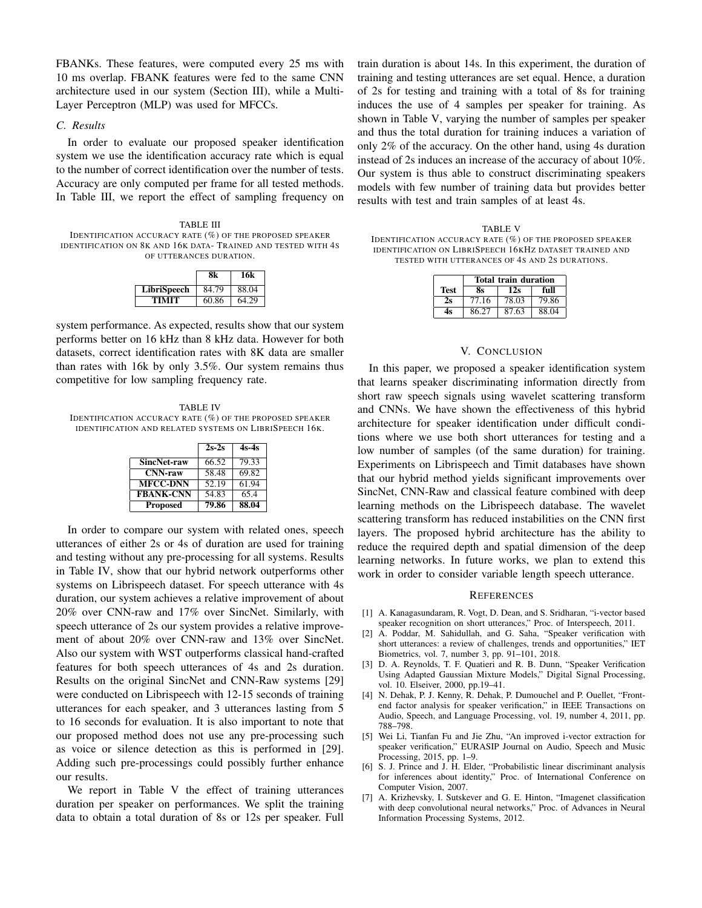FBANKs. These features, were computed every 25 ms with 10 ms overlap. FBANK features were fed to the same CNN architecture used in our system (Section III), while a Multi-Layer Perceptron (MLP) was used for MFCCs.

### C. Results

In order to evaluate our proposed speaker identification system we use the identification accuracy rate which is equal to the number of correct identification over the number of tests. Accuracy are only computed per frame for all tested methods. In Table III, we report the effect of sampling frequency on system performance. As expected, results show that our system performs better on 16 kHz than 8 kHz data. However for both datasets, correct identification rates with 8K data are smaller than rates with 16k by only 3.5%. Our system remains thus competitive for low sampling frequency rate.

TABLE III
IDENTIFICATION ACCURACY RATE (%) OF THE PROPOSED SPEAKER IDENTIFICATION ON 8K AND 16K DATA- TRAINED AND TESTED WITH 4S OF UTTERANCES DURATION.

| | 8k | 16k |
|---|---|---|
| **LibriSpeech** | 84.79 | 88.04 |
| **TIMIT** | 60.86 | 64.29 |

TABLE IV
IDENTIFICATION ACCURACY RATE (%) OF THE PROPOSED SPEAKER IDENTIFICATION AND RELATED SYSTEMS ON LIBRISPEECH 16K.

| | 2s-2s | 4s-4s |
|---|---|---|
| **SincNet-raw** | 66.52 | 79.33 |
| **CNN-raw** | 58.48 | 69.82 |
| **MFCC-DNN** | 52.19 | 61.94 |
| **FBANK-CNN** | 54.83 | 65.4 |
| **Proposed** | **79.86** | **88.04** |

In order to compare our system with related ones, speech utterances of either 2s or 4s of duration are used for training and testing without any pre-processing for all systems. Results in Table IV, show that our hybrid network outperforms other systems on Librispeech dataset. For speech utterance with 4s duration, our system achieves a relative improvement of about 20% over CNN-raw and 17% over SincNet. Similarly, with speech utterance of 2s our system provides a relative improvement of about 20% over CNN-raw and 13% over SincNet. Also our system with WST outperforms classical hand-crafted features for both speech utterances of 4s and 2s duration. Results on the original SincNet and CNN-Raw systems [29] were conducted on Librispeech with 12-15 seconds of training utterances for each speaker, and 3 utterances lasting from 5 to 16 seconds for evaluation. It is also important to note that our proposed method does not use any pre-processing such as voice or silence detection as this is performed in [29]. Adding such pre-processings could possibly further enhance our results.

We report in Table V the effect of training utterances duration per speaker on performances. We split the training data to obtain a total duration of 8s or 12s per speaker. Full train duration is about 14s. In this experiment, the duration of training and testing utterances are set equal. Hence, a duration of 2s for testing and training with a total of 8s for training induces the use of 4 samples per speaker for training. As shown in Table V, varying the number of samples per speaker and thus the total duration for training induces a variation of only 2% of the accuracy. On the other hand, using 4s duration instead of 2s induces an increase of the accuracy of about 10%. Our system is thus able to construct discriminating speakers models with few number of training data but provides better results with test and train samples of at least 4s.

TABLE V
IDENTIFICATION ACCURACY RATE (%) OF THE PROPOSED SPEAKER IDENTIFICATION ON LIBRISPEECH 16KHZ DATASET TRAINED AND TESTED WITH UTTERANCES OF 4S AND 2S DURATIONS.

| | Total train duration | | |
|---|---|---|---|
| **Test** | **8s** | **12s** | **full** |
| **2s** | 77.16 | 78.03 | 79.86 |
| **4s** | 86.27 | 87.63 | 88.04 |

## V. CONCLUSION

In this paper, we proposed a speaker identification system that learns speaker discriminating information directly from short raw speech signals using wavelet scattering transform and CNNs. We have shown the effectiveness of this hybrid architecture for speaker identification under difficult conditions where we use both short utterances for testing and a low number of samples (of the same duration) for training. Experiments on Librispeech and Timit databases have shown that our hybrid method yields significant improvements over SincNet, CNN-Raw and classical feature combined with deep learning methods on the Librispeech database. The wavelet scattering transform has reduced instabilities on the CNN first layers. The proposed hybrid architecture has the ability to reduce the required depth and spatial dimension of the deep learning networks. In future works, we plan to extend this work in order to consider variable length speech utterance.

## REFERENCES

[1] A. Kanagasundaram, R. Vogt, D. Dean, and S. Sridharan, "i-vector based speaker recognition on short utterances," Proc. of Interspeech, 2011.

[2] A. Poddar, M. Sahidullah, and G. Saha, "Speaker verification with short utterances: a review of challenges, trends and opportunities," IET Biometrics, vol. 7, number 3, pp. 91–101, 2018.

[3] D. A. Reynolds, T. F. Quatieri and R. B. Dunn, "Speaker Verification Using Adapted Gaussian Mixture Models," Digital Signal Processing, vol. 10. Elseiver, 2000, pp.19–41.

[4] N. Dehak, P. J. Kenny, R. Dehak, P. Dumouchel and P. Ouellet, "Front-end factor analysis for speaker verification," in IEEE Transactions on Audio, Speech, and Language Processing, vol. 19, number 4, 2011, pp. 788–798.

[5] Wei Li, Tianfan Fu and Jie Zhu, "An improved i-vector extraction for speaker verification," EURASIP Journal on Audio, Speech and Music Processing, 2015, pp. 1–9.

[6] S. J. Prince and J. H. Elder, "Probabilistic linear discriminant analysis for inferences about identity," Proc. of International Conference on Computer Vision, 2007.

[7] A. Krizhevsky, I. Sutskever and G. E. Hinton, "Imagenet classification with deep convolutional neural networks," Proc. of Advances in Neural Information Processing Systems, 2012.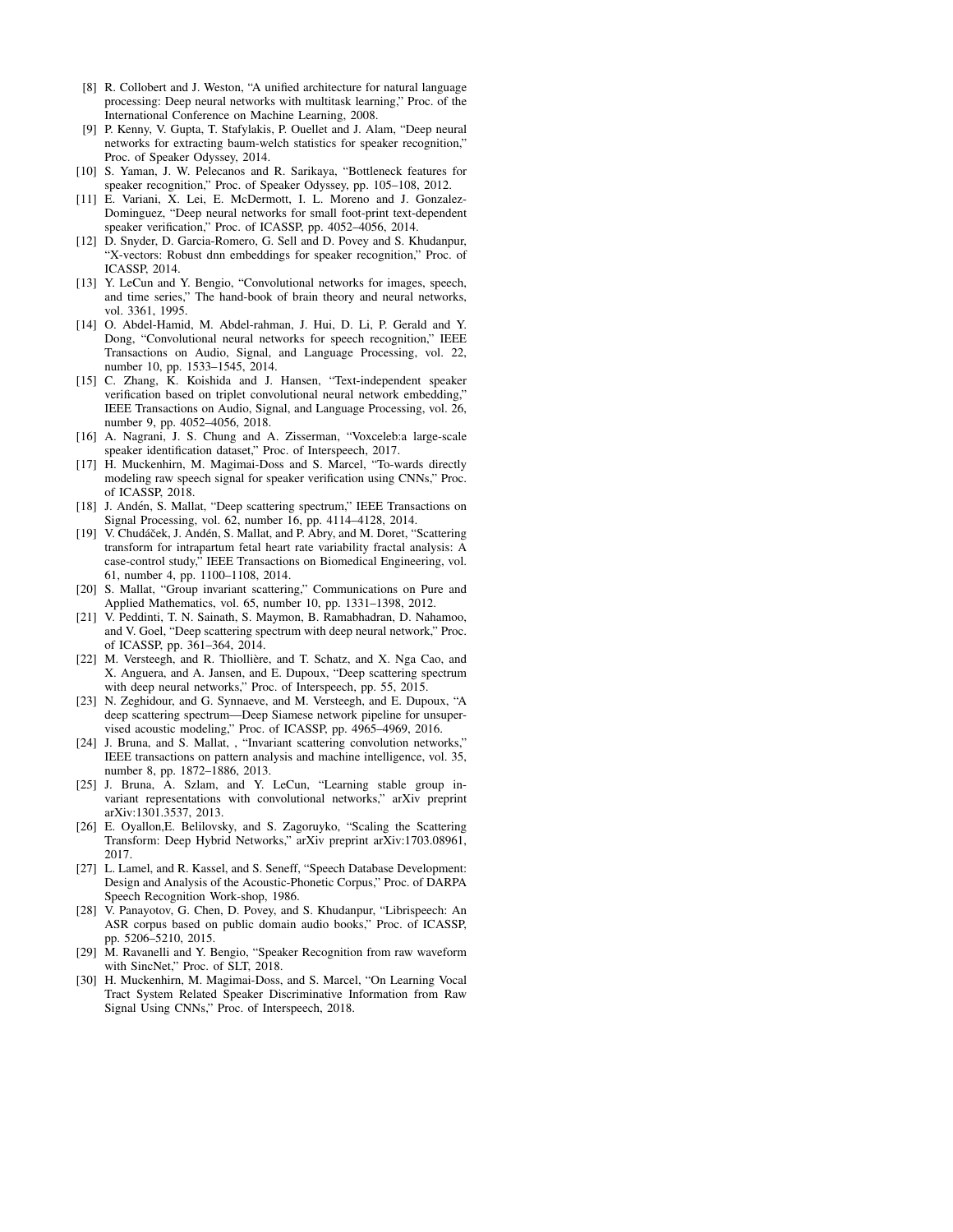[8] R. Collobert and J. Weston, "A unified architecture for natural language processing: Deep neural networks with multitask learning," Proc. of the International Conference on Machine Learning, 2008.

[9] P. Kenny, V. Gupta, T. Stafylakis, P. Ouellet and J. Alam, "Deep neural networks for extracting baum-welch statistics for speaker recognition," Proc. of Speaker Odyssey, 2014.

[10] S. Yaman, J. W. Pelecanos and R. Sarikaya, "Bottleneck features for speaker recognition," Proc. of Speaker Odyssey, pp. 105–108, 2012.

[11] E. Variani, X. Lei, E. McDermott, I. L. Moreno and J. Gonzalez-Dominguez, "Deep neural networks for small foot-print text-dependent speaker verification," Proc. of ICASSP, pp. 4052–4056, 2014.

[12] D. Snyder, D. Garcia-Romero, G. Sell and D. Povey and S. Khudanpur, "X-vectors: Robust dnn embeddings for speaker recognition," Proc. of ICASSP, 2014.

[13] Y. LeCun and Y. Bengio, "Convolutional networks for images, speech, and time series," The hand-book of brain theory and neural networks, vol. 3361, 1995.

[14] O. Abdel-Hamid, M. Abdel-rahman, J. Hui, D. Li, P. Gerald and Y. Dong, "Convolutional neural networks for speech recognition," IEEE Transactions on Audio, Signal, and Language Processing, vol. 22, number 10, pp. 1533–1545, 2014.

[15] C. Zhang, K. Koishida and J. Hansen, "Text-independent speaker verification based on triplet convolutional neural network embedding," IEEE Transactions on Audio, Signal, and Language Processing, vol. 26, number 9, pp. 4052–4056, 2018.

[16] A. Nagrani, J. S. Chung and A. Zisserman, "Voxceleb:a large-scale speaker identification dataset," Proc. of Interspeech, 2017.

[17] H. Muckenhirn, M. Magimai-Doss and S. Marcel, "To-wards directly modeling raw speech signal for speaker verification using CNNs," Proc. of ICASSP, 2018.

[18] J. Andén, S. Mallat, "Deep scattering spectrum," IEEE Transactions on Signal Processing, vol. 62, number 16, pp. 4114–4128, 2014.

[19] V. Chudáček, J. Andén, S. Mallat, and P. Abry, and M. Doret, "Scattering transform for intrapartum fetal heart rate variability fractal analysis: A case-control study," IEEE Transactions on Biomedical Engineering, vol. 61, number 4, pp. 1100–1108, 2014.

[20] S. Mallat, "Group invariant scattering," Communications on Pure and Applied Mathematics, vol. 65, number 10, pp. 1331–1398, 2012.

[21] V. Peddinti, T. N. Sainath, S. Maymon, B. Ramabhadran, D. Nahamoo, and V. Goel, "Deep scattering spectrum with deep neural network," Proc. of ICASSP, pp. 361–364, 2014.

[22] M. Versteegh, and R. Thiollière, and T. Schatz, and X. Nga Cao, and X. Anguera, and A. Jansen, and E. Dupoux, "Deep scattering spectrum with deep neural networks," Proc. of Interspeech, pp. 55, 2015.

[23] N. Zeghidour, and G. Synnaeve, and M. Versteegh, and E. Dupoux, "A deep scattering spectrum—Deep Siamese network pipeline for unsupervised acoustic modeling," Proc. of ICASSP, pp. 4965–4969, 2016.

[24] J. Bruna, and S. Mallat, , "Invariant scattering convolution networks," IEEE transactions on pattern analysis and machine intelligence, vol. 35, number 8, pp. 1872–1886, 2013.

[25] J. Bruna, A. Szlam, and Y. LeCun, "Learning stable group invariant representations with convolutional networks," arXiv preprint arXiv:1301.3537, 2013.

[26] E. Oyallon,E. Belilovsky, and S. Zagoruyko, "Scaling the Scattering Transform: Deep Hybrid Networks," arXiv preprint arXiv:1703.08961, 2017.

[27] L. Lamel, and R. Kassel, and S. Seneff, "Speech Database Development: Design and Analysis of the Acoustic-Phonetic Corpus," Proc. of DARPA Speech Recognition Work-shop, 1986.

[28] V. Panayotov, G. Chen, D. Povey, and S. Khudanpur, "Librispeech: An ASR corpus based on public domain audio books," Proc. of ICASSP, pp. 5206–5210, 2015.

[29] M. Ravanelli and Y. Bengio, "Speaker Recognition from raw waveform with SincNet," Proc. of SLT, 2018.

[30] H. Muckenhirn, M. Magimai-Doss, and S. Marcel, "On Learning Vocal Tract System Related Speaker Discriminative Information from Raw Signal Using CNNs," Proc. of Interspeech, 2018.